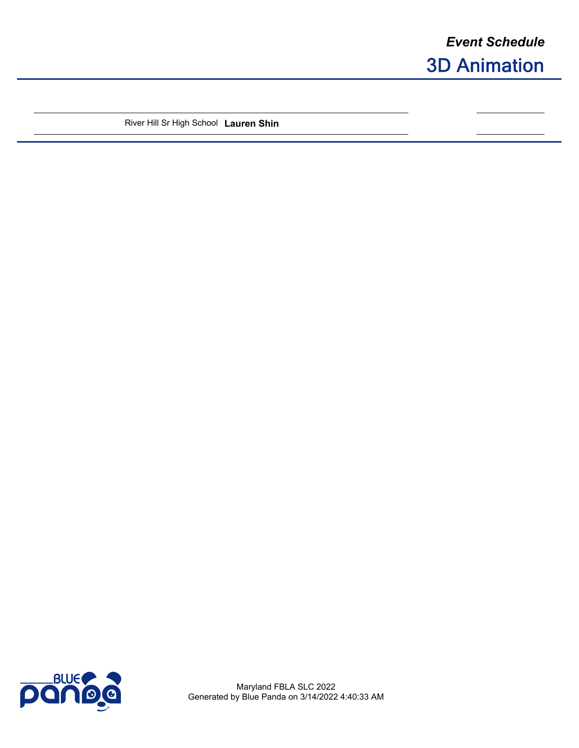*Event Schedule*

# 3D Animation

| | | |
|---|---|---|
| River Hill Sr High School | **Lauren Shin** | |

Maryland FBLA SLC 2022
Generated by Blue Panda on 3/14/2022 4:40:33 AM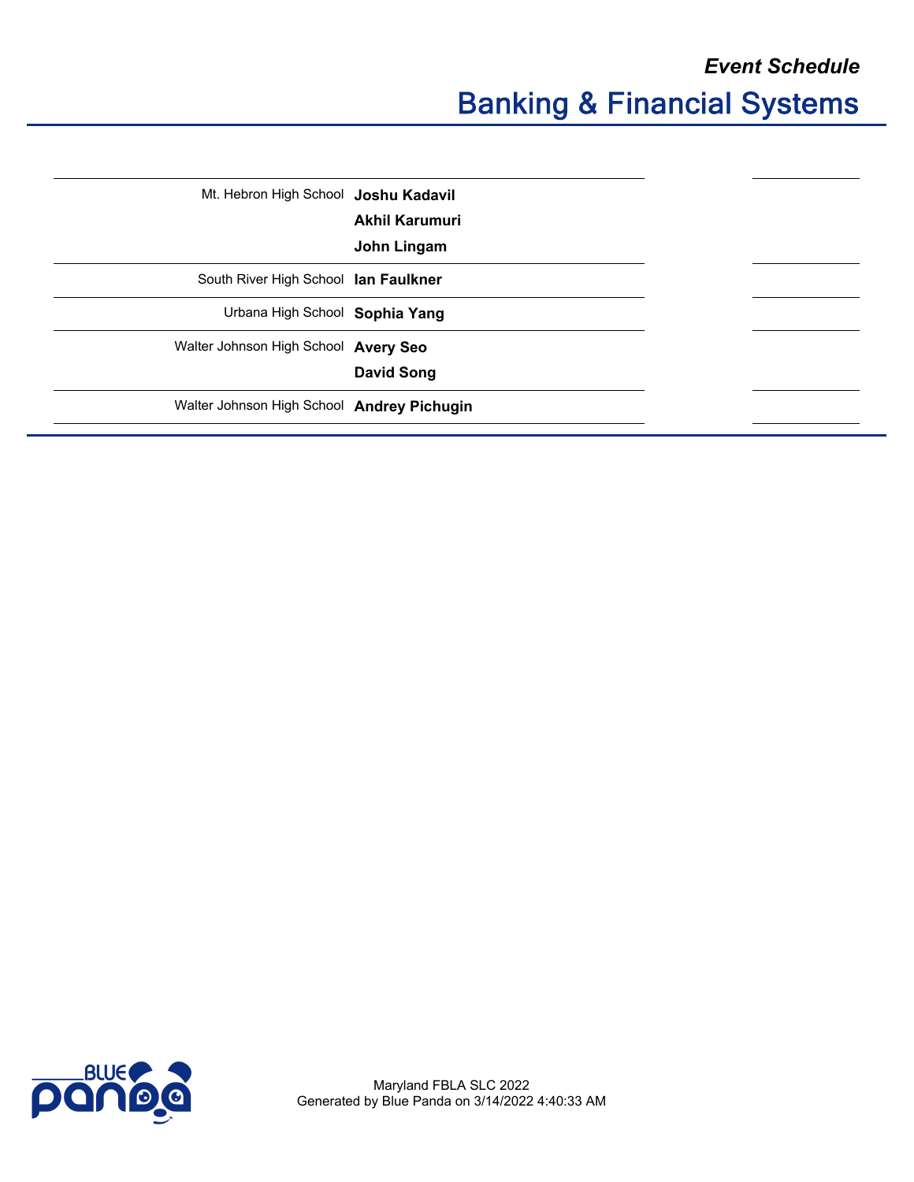*Event Schedule*

# Banking & Financial Systems

| School | Competitors | |
|---|---|---|
| Mt. Hebron High School | **Joshu Kadavil**<br>**Akhil Karumuri**<br>**John Lingam** | |
| South River High School | **Ian Faulkner** | |
| Urbana High School | **Sophia Yang** | |
| Walter Johnson High School | **Avery Seo**<br>**David Song** | |
| Walter Johnson High School | **Andrey Pichugin** | |

Maryland FBLA SLC 2022
Generated by Blue Panda on 3/14/2022 4:40:33 AM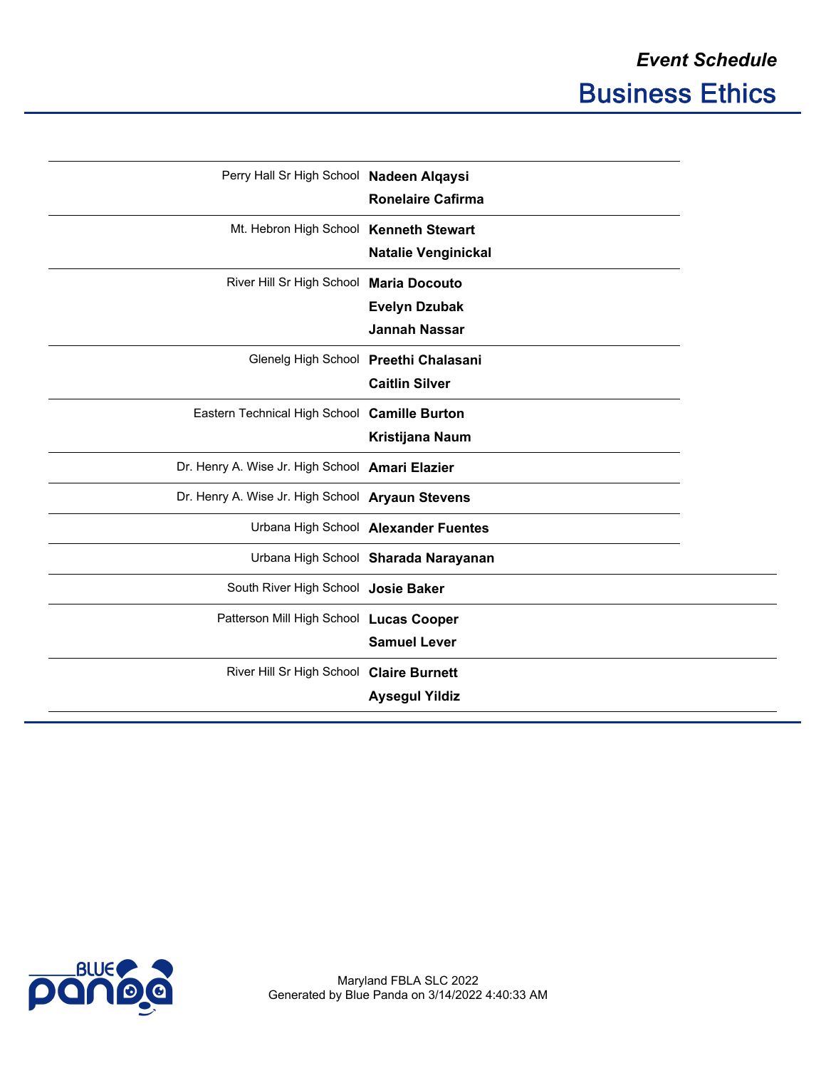*Event Schedule*

# Business Ethics

| School | Participants |
|---|---|
| Perry Hall Sr High School | **Nadeen Alqaysi**<br>**Ronelaire Cafirma** |
| Mt. Hebron High School | **Kenneth Stewart**<br>**Natalie Venginickal** |
| River Hill Sr High School | **Maria Docouto**<br>**Evelyn Dzubak**<br>**Jannah Nassar** |
| Glenelg High School | **Preethi Chalasani**<br>**Caitlin Silver** |
| Eastern Technical High School | **Camille Burton**<br>**Kristijana Naum** |
| Dr. Henry A. Wise Jr. High School | **Amari Elazier** |
| Dr. Henry A. Wise Jr. High School | **Aryaun Stevens** |
| Urbana High School | **Alexander Fuentes** |
| Urbana High School | **Sharada Narayanan** |
| South River High School | **Josie Baker** |
| Patterson Mill High School | **Lucas Cooper**<br>**Samuel Lever** |
| River Hill Sr High School | **Claire Burnett**<br>**Aysegul Yildiz** |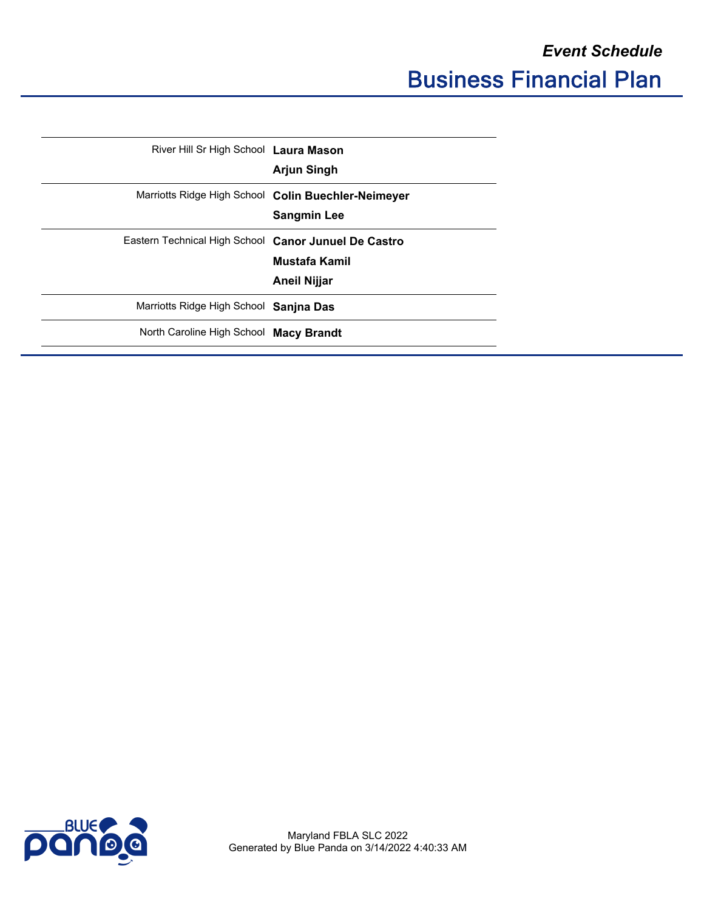*Event Schedule*

# Business Financial Plan

| School | Participants |
| --- | --- |
| River Hill Sr High School | **Laura Mason**<br>**Arjun Singh** |
| Marriotts Ridge High School | **Colin Buechler-Neimeyer**<br>**Sangmin Lee** |
| Eastern Technical High School | **Canor Junuel De Castro**<br>**Mustafa Kamil**<br>**Aneil Nijjar** |
| Marriotts Ridge High School | **Sanjna Das** |
| North Caroline High School | **Macy Brandt** |

Maryland FBLA SLC 2022
Generated by Blue Panda on 3/14/2022 4:40:33 AM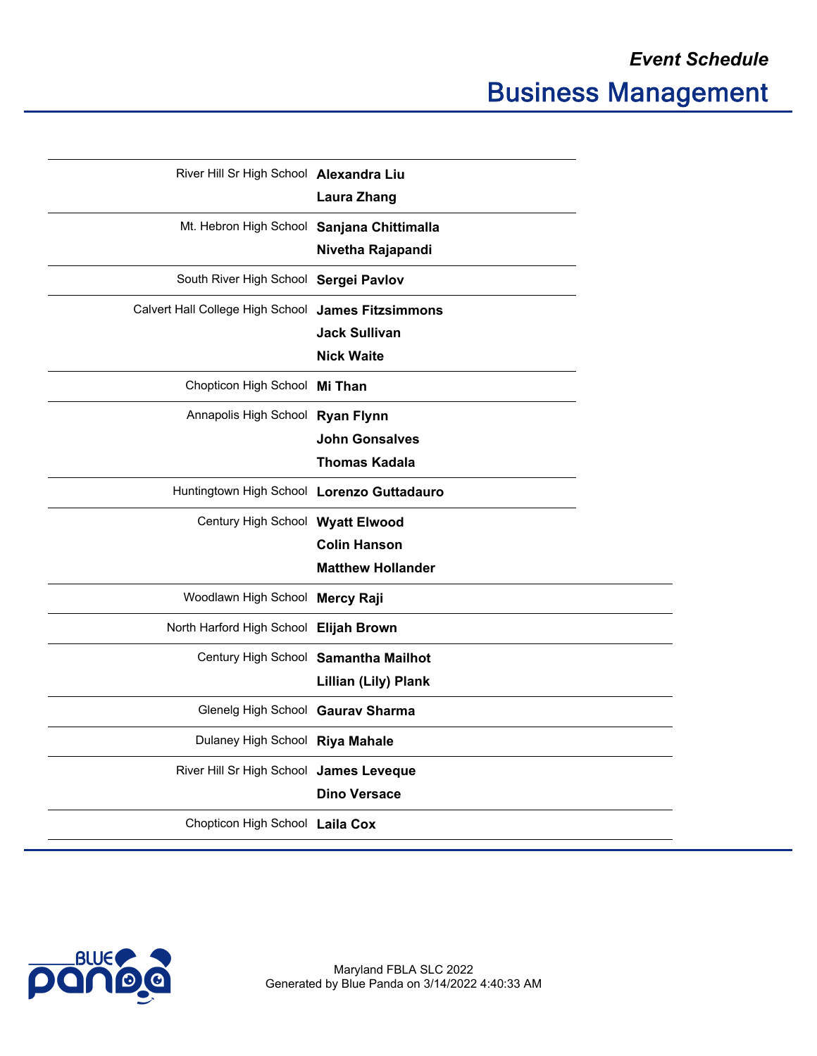*Event Schedule*

# Business Management

| School | Participants |
| --- | --- |
| River Hill Sr High School | **Alexandra Liu**<br>**Laura Zhang** |
| Mt. Hebron High School | **Sanjana Chittimalla**<br>**Nivetha Rajapandi** |
| South River High School | **Sergei Pavlov** |
| Calvert Hall College High School | **James Fitzsimmons**<br>**Jack Sullivan**<br>**Nick Waite** |
| Chopticon High School | **Mi Than** |
| Annapolis High School | **Ryan Flynn**<br>**John Gonsalves**<br>**Thomas Kadala** |
| Huntingtown High School | **Lorenzo Guttadauro** |
| Century High School | **Wyatt Elwood**<br>**Colin Hanson**<br>**Matthew Hollander** |
| Woodlawn High School | **Mercy Raji** |
| North Harford High School | **Elijah Brown** |
| Century High School | **Samantha Mailhot**<br>**Lillian (Lily) Plank** |
| Glenelg High School | **Gaurav Sharma** |
| Dulaney High School | **Riya Mahale** |
| River Hill Sr High School | **James Leveque**<br>**Dino Versace** |
| Chopticon High School | **Laila Cox** |

Maryland FBLA SLC 2022
Generated by Blue Panda on 3/14/2022 4:40:33 AM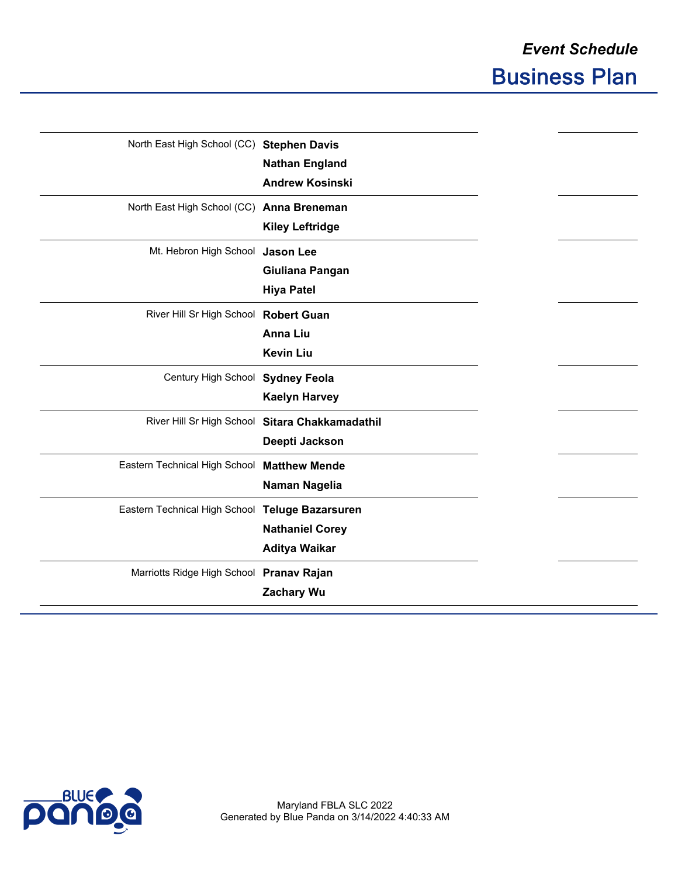*Event Schedule*

# Business Plan

| School | Team Members |
|---|---|
| North East High School (CC) | **Stephen Davis**<br>**Nathan England**<br>**Andrew Kosinski** |
| North East High School (CC) | **Anna Breneman**<br>**Kiley Leftridge** |
| Mt. Hebron High School | **Jason Lee**<br>**Giuliana Pangan**<br>**Hiya Patel** |
| River Hill Sr High School | **Robert Guan**<br>**Anna Liu**<br>**Kevin Liu** |
| Century High School | **Sydney Feola**<br>**Kaelyn Harvey** |
| River Hill Sr High School | **Sitara Chakkamadathil**<br>**Deepti Jackson** |
| Eastern Technical High School | **Matthew Mende**<br>**Naman Nagelia** |
| Eastern Technical High School | **Teluge Bazarsuren**<br>**Nathaniel Corey**<br>**Aditya Waikar** |
| Marriotts Ridge High School | **Pranav Rajan**<br>**Zachary Wu** |

Maryland FBLA SLC 2022
Generated by Blue Panda on 3/14/2022 4:40:33 AM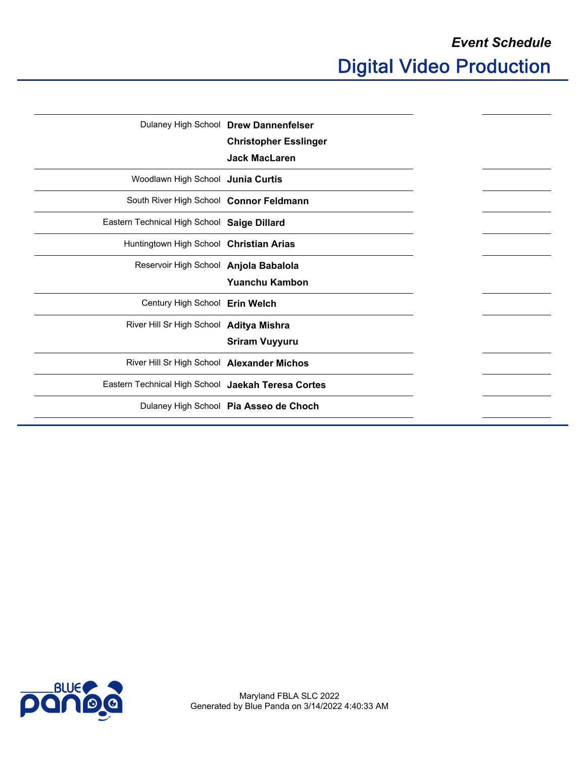*Event Schedule*

# Digital Video Production

| School | Participants | |
|---|---|---|
| Dulaney High School | **Drew Dannenfelser**<br>**Christopher Esslinger**<br>**Jack MacLaren** | |
| Woodlawn High School | **Junia Curtis** | |
| South River High School | **Connor Feldmann** | |
| Eastern Technical High School | **Saige Dillard** | |
| Huntingtown High School | **Christian Arias** | |
| Reservoir High School | **Anjola Babalola**<br>**Yuanchu Kambon** | |
| Century High School | **Erin Welch** | |
| River Hill Sr High School | **Aditya Mishra**<br>**Sriram Vuyyuru** | |
| River Hill Sr High School | **Alexander Michos** | |
| Eastern Technical High School | **Jaekah Teresa Cortes** | |
| Dulaney High School | **Pia Asseo de Choch** | |

Maryland FBLA SLC 2022
Generated by Blue Panda on 3/14/2022 4:40:33 AM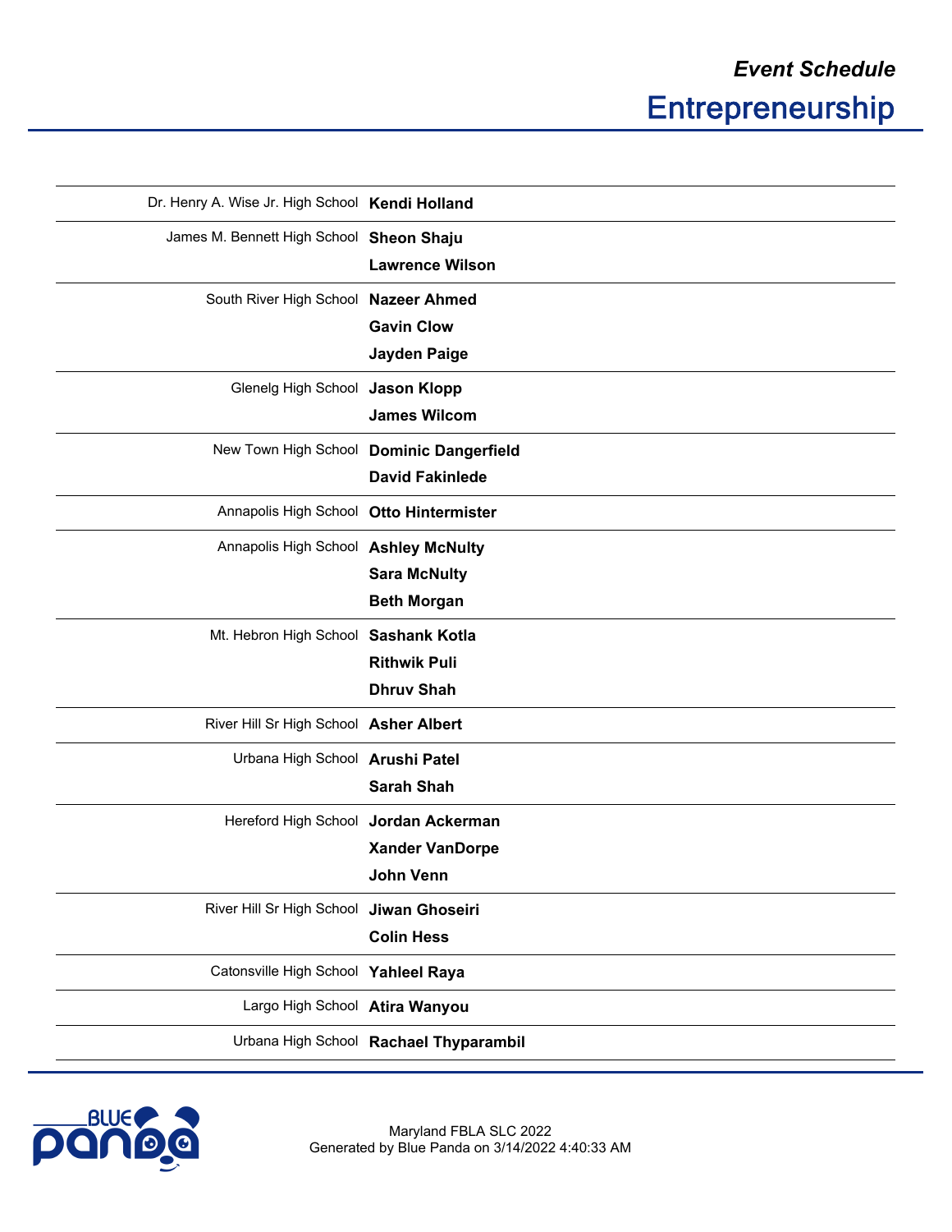*Event Schedule*

# Entrepreneurship

| School | Participants |
|---|---|
| Dr. Henry A. Wise Jr. High School | **Kendi Holland** |
| James M. Bennett High School | **Sheon Shaju**<br>**Lawrence Wilson** |
| South River High School | **Nazeer Ahmed**<br>**Gavin Clow**<br>**Jayden Paige** |
| Glenelg High School | **Jason Klopp**<br>**James Wilcom** |
| New Town High School | **Dominic Dangerfield**<br>**David Fakinlede** |
| Annapolis High School | **Otto Hintermister** |
| Annapolis High School | **Ashley McNulty**<br>**Sara McNulty**<br>**Beth Morgan** |
| Mt. Hebron High School | **Sashank Kotla**<br>**Rithwik Puli**<br>**Dhruv Shah** |
| River Hill Sr High School | **Asher Albert** |
| Urbana High School | **Arushi Patel**<br>**Sarah Shah** |
| Hereford High School | **Jordan Ackerman**<br>**Xander VanDorpe**<br>**John Venn** |
| River Hill Sr High School | **Jiwan Ghoseiri**<br>**Colin Hess** |
| Catonsville High School | **Yahleel Raya** |
| Largo High School | **Atira Wanyou** |
| Urbana High School | **Rachael Thyparambil** |

Maryland FBLA SLC 2022
Generated by Blue Panda on 3/14/2022 4:40:33 AM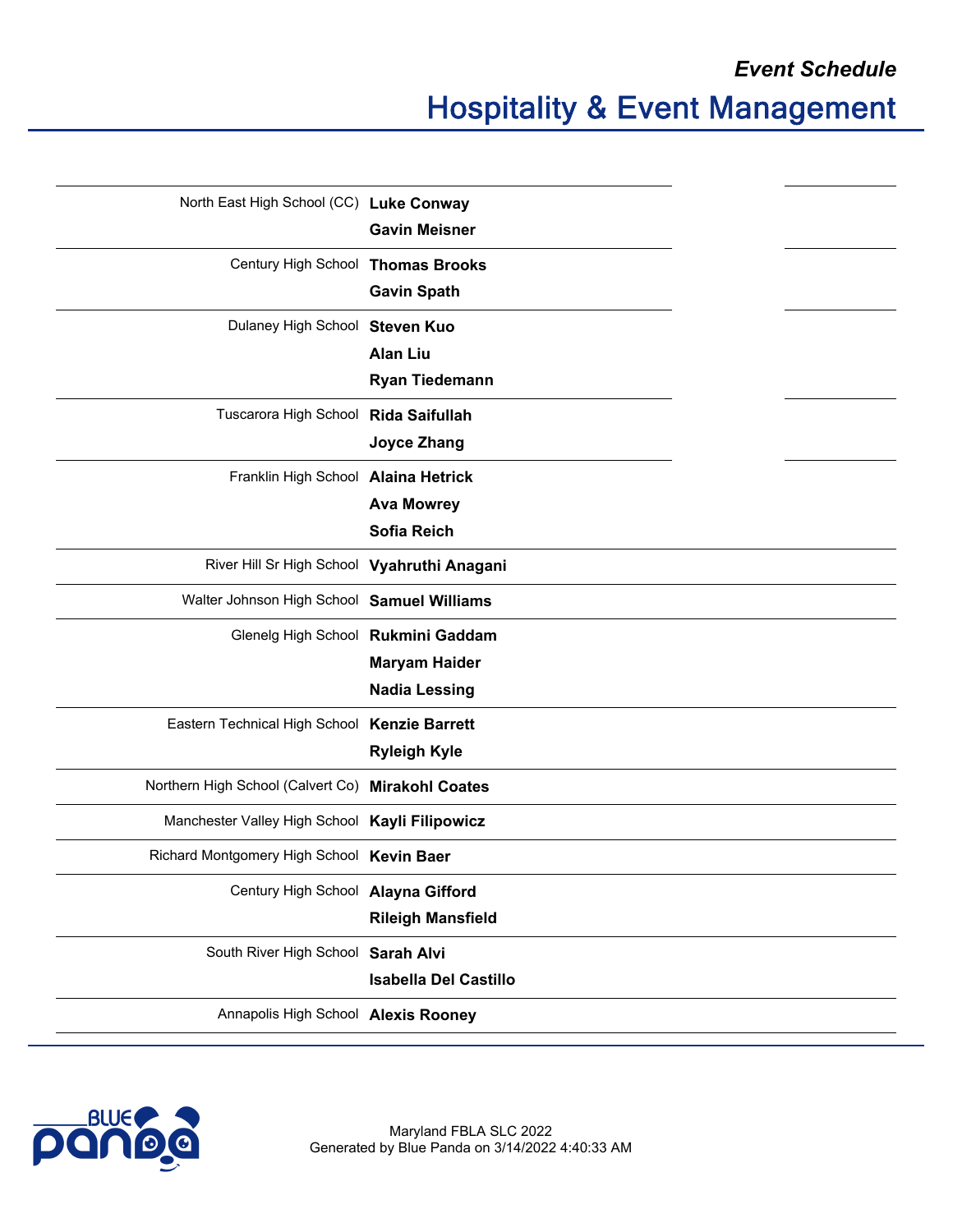## *Event Schedule*

# Hospitality & Event Management

| School | Participants |
|---|---|
| North East High School (CC) | **Luke Conway**<br>**Gavin Meisner** |
| Century High School | **Thomas Brooks**<br>**Gavin Spath** |
| Dulaney High School | **Steven Kuo**<br>**Alan Liu**<br>**Ryan Tiedemann** |
| Tuscarora High School | **Rida Saifullah**<br>**Joyce Zhang** |
| Franklin High School | **Alaina Hetrick**<br>**Ava Mowrey**<br>**Sofia Reich** |
| River Hill Sr High School | **Vyahruthi Anagani** |
| Walter Johnson High School | **Samuel Williams** |
| Glenelg High School | **Rukmini Gaddam**<br>**Maryam Haider**<br>**Nadia Lessing** |
| Eastern Technical High School | **Kenzie Barrett**<br>**Ryleigh Kyle** |
| Northern High School (Calvert Co) | **Mirakohl Coates** |
| Manchester Valley High School | **Kayli Filipowicz** |
| Richard Montgomery High School | **Kevin Baer** |
| Century High School | **Alayna Gifford**<br>**Rileigh Mansfield** |
| South River High School | **Sarah Alvi**<br>**Isabella Del Castillo** |
| Annapolis High School | **Alexis Rooney** |

Maryland FBLA SLC 2022
Generated by Blue Panda on 3/14/2022 4:40:33 AM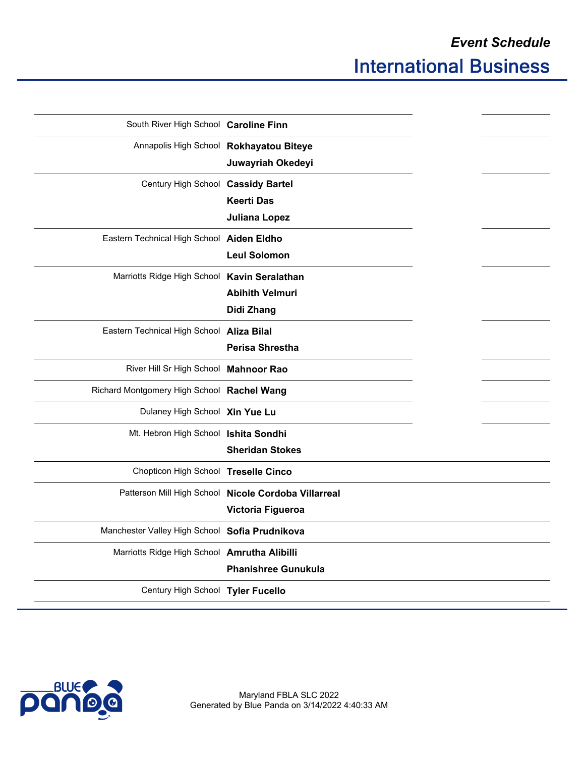*Event Schedule*

# International Business

| School | Competitors |
|---|---|
| South River High School | **Caroline Finn** |
| Annapolis High School | **Rokhayatou Biteye**<br>**Juwayriah Okedeyi** |
| Century High School | **Cassidy Bartel**<br>**Keerti Das**<br>**Juliana Lopez** |
| Eastern Technical High School | **Aiden Eldho**<br>**Leul Solomon** |
| Marriotts Ridge High School | **Kavin Seralathan**<br>**Abihith Velmuri**<br>**Didi Zhang** |
| Eastern Technical High School | **Aliza Bilal**<br>**Perisa Shrestha** |
| River Hill Sr High School | **Mahnoor Rao** |
| Richard Montgomery High School | **Rachel Wang** |
| Dulaney High School | **Xin Yue Lu** |
| Mt. Hebron High School | **Ishita Sondhi**<br>**Sheridan Stokes** |
| Chopticon High School | **Treselle Cinco** |
| Patterson Mill High School | **Nicole Cordoba Villarreal**<br>**Victoria Figueroa** |
| Manchester Valley High School | **Sofia Prudnikova** |
| Marriotts Ridge High School | **Amrutha Alibilli**<br>**Phanishree Gunukula** |
| Century High School | **Tyler Fucello** |

Maryland FBLA SLC 2022
Generated by Blue Panda on 3/14/2022 4:40:33 AM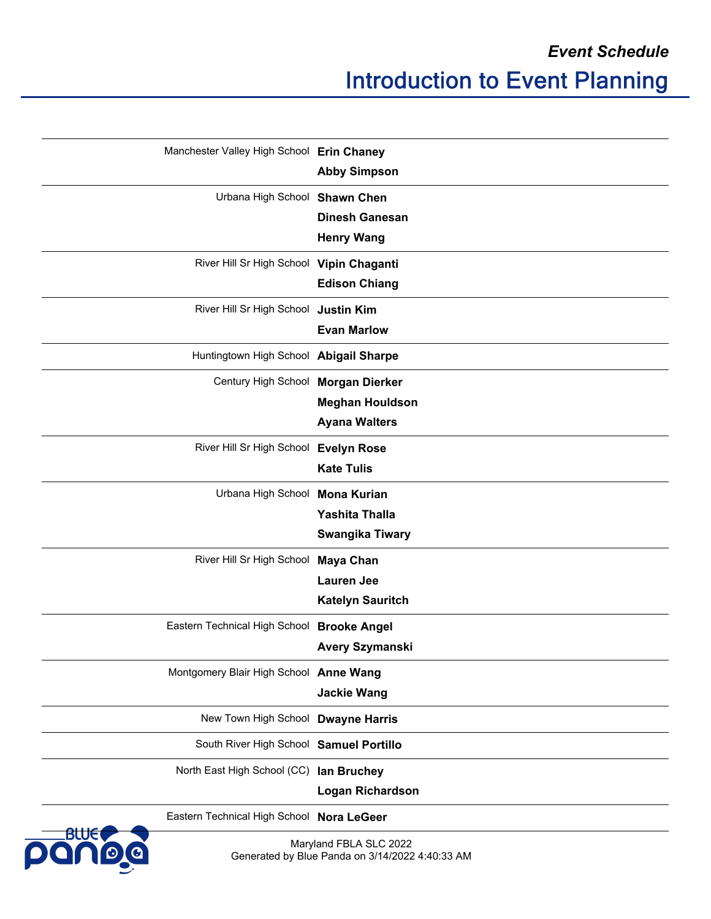*Event Schedule*

# Introduction to Event Planning

| School | Participants |
| --- | --- |
| Manchester Valley High School | **Erin Chaney**<br>**Abby Simpson** |
| Urbana High School | **Shawn Chen**<br>**Dinesh Ganesan**<br>**Henry Wang** |
| River Hill Sr High School | **Vipin Chaganti**<br>**Edison Chiang** |
| River Hill Sr High School | **Justin Kim**<br>**Evan Marlow** |
| Huntingtown High School | **Abigail Sharpe** |
| Century High School | **Morgan Dierker**<br>**Meghan Houldson**<br>**Ayana Walters** |
| River Hill Sr High School | **Evelyn Rose**<br>**Kate Tulis** |
| Urbana High School | **Mona Kurian**<br>**Yashita Thalla**<br>**Swangika Tiwary** |
| River Hill Sr High School | **Maya Chan**<br>**Lauren Jee**<br>**Katelyn Sauritch** |
| Eastern Technical High School | **Brooke Angel**<br>**Avery Szymanski** |
| Montgomery Blair High School | **Anne Wang**<br>**Jackie Wang** |
| New Town High School | **Dwayne Harris** |
| South River High School | **Samuel Portillo** |
| North East High School (CC) | **Ian Bruchey**<br>**Logan Richardson** |
| Eastern Technical High School | **Nora LeGeer** |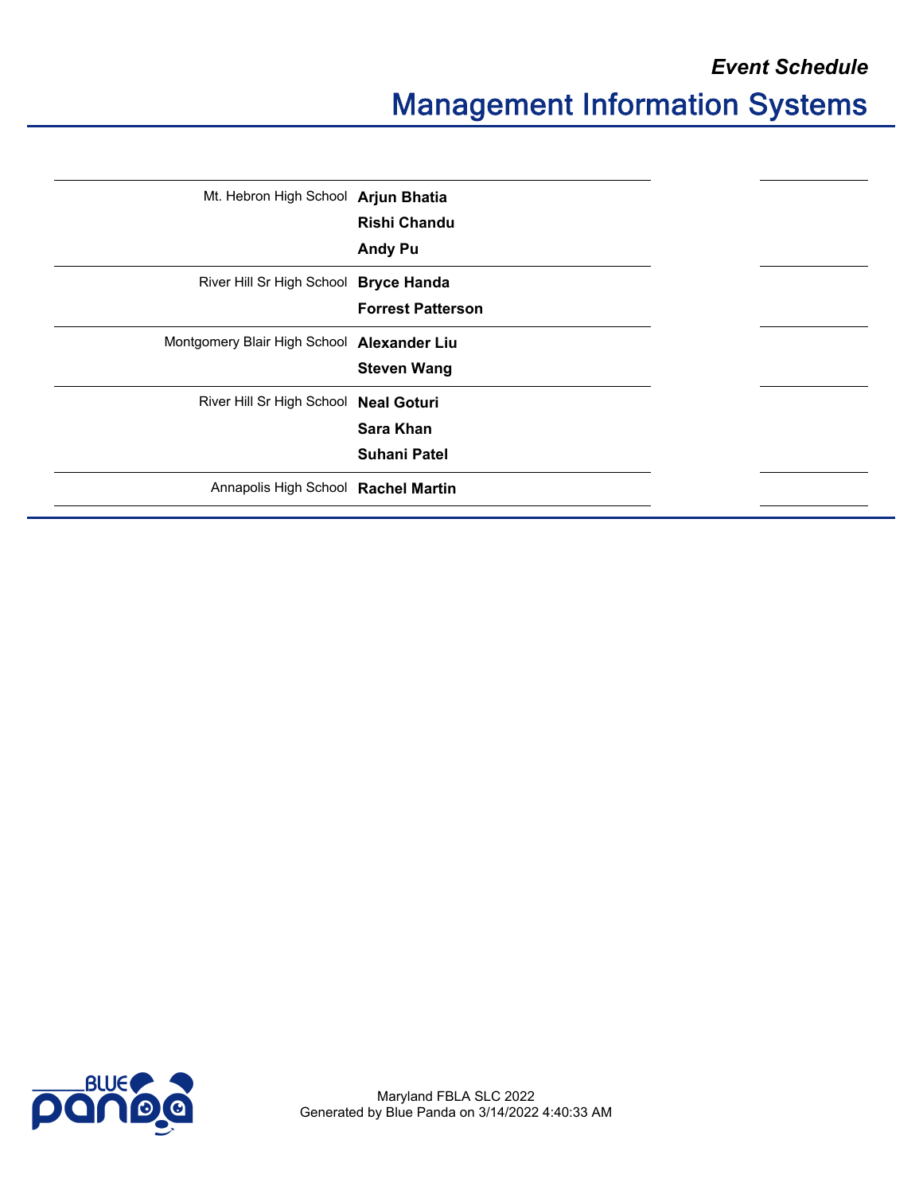*Event Schedule*

# Management Information Systems

| School | Team Members |
|---|---|
| Mt. Hebron High School | **Arjun Bhatia**<br>**Rishi Chandu**<br>**Andy Pu** |
| River Hill Sr High School | **Bryce Handa**<br>**Forrest Patterson** |
| Montgomery Blair High School | **Alexander Liu**<br>**Steven Wang** |
| River Hill Sr High School | **Neal Goturi**<br>**Sara Khan**<br>**Suhani Patel** |
| Annapolis High School | **Rachel Martin** |

Maryland FBLA SLC 2022
Generated by Blue Panda on 3/14/2022 4:40:33 AM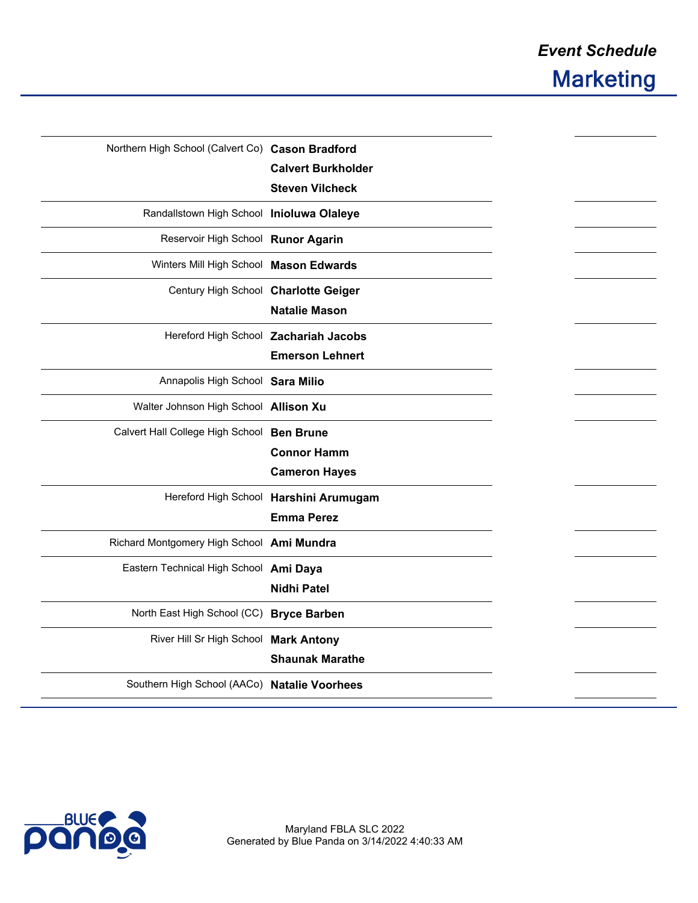*Event Schedule*

## Marketing

| School | Participants |
|---|---|
| Northern High School (Calvert Co) | **Cason Bradford**<br>**Calvert Burkholder**<br>**Steven Vilcheck** |
| Randallstown High School | **Inioluwa Olaleye** |
| Reservoir High School | **Runor Agarin** |
| Winters Mill High School | **Mason Edwards** |
| Century High School | **Charlotte Geiger**<br>**Natalie Mason** |
| Hereford High School | **Zachariah Jacobs**<br>**Emerson Lehnert** |
| Annapolis High School | **Sara Milio** |
| Walter Johnson High School | **Allison Xu** |
| Calvert Hall College High School | **Ben Brune**<br>**Connor Hamm**<br>**Cameron Hayes** |
| Hereford High School | **Harshini Arumugam**<br>**Emma Perez** |
| Richard Montgomery High School | **Ami Mundra** |
| Eastern Technical High School | **Ami Daya**<br>**Nidhi Patel** |
| North East High School (CC) | **Bryce Barben** |
| River Hill Sr High School | **Mark Antony**<br>**Shaunak Marathe** |
| Southern High School (AACo) | **Natalie Voorhees** |

Maryland FBLA SLC 2022
Generated by Blue Panda on 3/14/2022 4:40:33 AM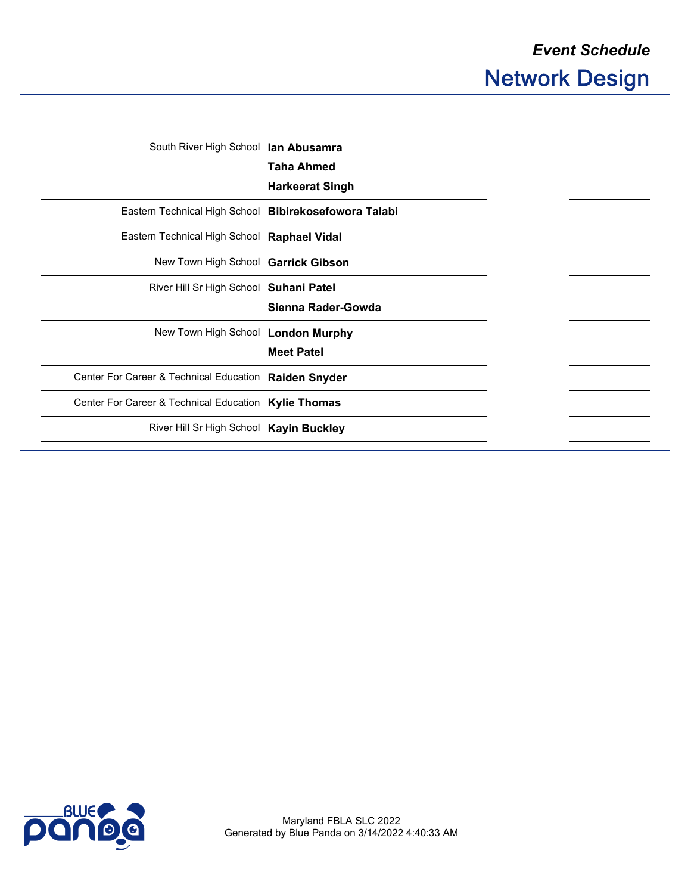*Event Schedule*

# Network Design

| School | Participants | | |
|---|---|---|---|
| South River High School | **Ian Abusamra**<br>**Taha Ahmed**<br>**Harkeerat Singh** | | |
| Eastern Technical High School | **Bibirekosefowora Talabi** | | |
| Eastern Technical High School | **Raphael Vidal** | | |
| New Town High School | **Garrick Gibson** | | |
| River Hill Sr High School | **Suhani Patel**<br>**Sienna Rader-Gowda** | | |
| New Town High School | **London Murphy**<br>**Meet Patel** | | |
| Center For Career & Technical Education | **Raiden Snyder** | | |
| Center For Career & Technical Education | **Kylie Thomas** | | |
| River Hill Sr High School | **Kayin Buckley** | | |

Maryland FBLA SLC 2022
Generated by Blue Panda on 3/14/2022 4:40:33 AM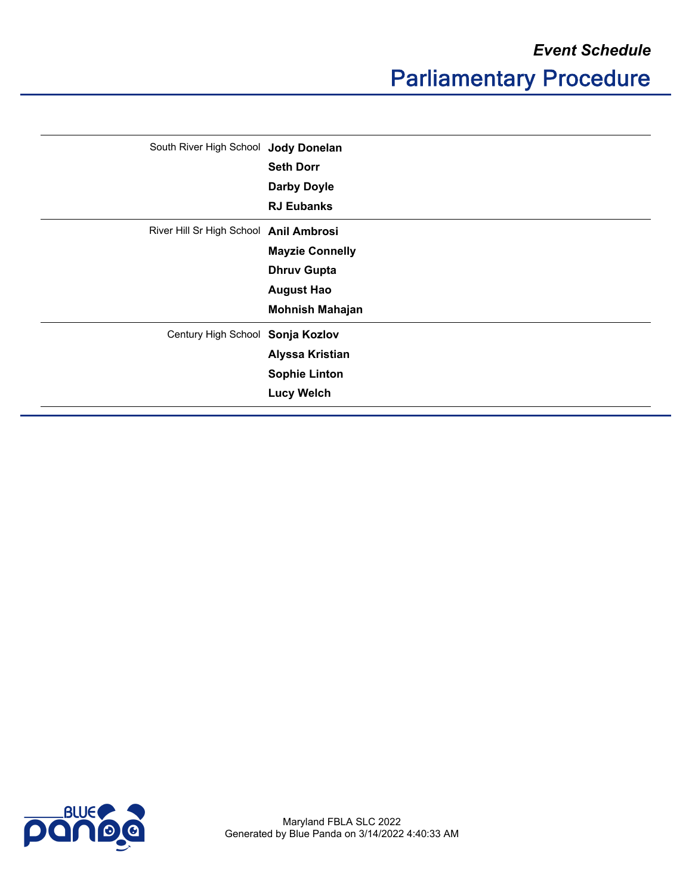*Event Schedule*

# Parliamentary Procedure

| School | Members |
|---|---|
| South River High School | **Jody Donelan** |
| | **Seth Dorr** |
| | **Darby Doyle** |
| | **RJ Eubanks** |
| River Hill Sr High School | **Anil Ambrosi** |
| | **Mayzie Connelly** |
| | **Dhruv Gupta** |
| | **August Hao** |
| | **Mohnish Mahajan** |
| Century High School | **Sonja Kozlov** |
| | **Alyssa Kristian** |
| | **Sophie Linton** |
| | **Lucy Welch** |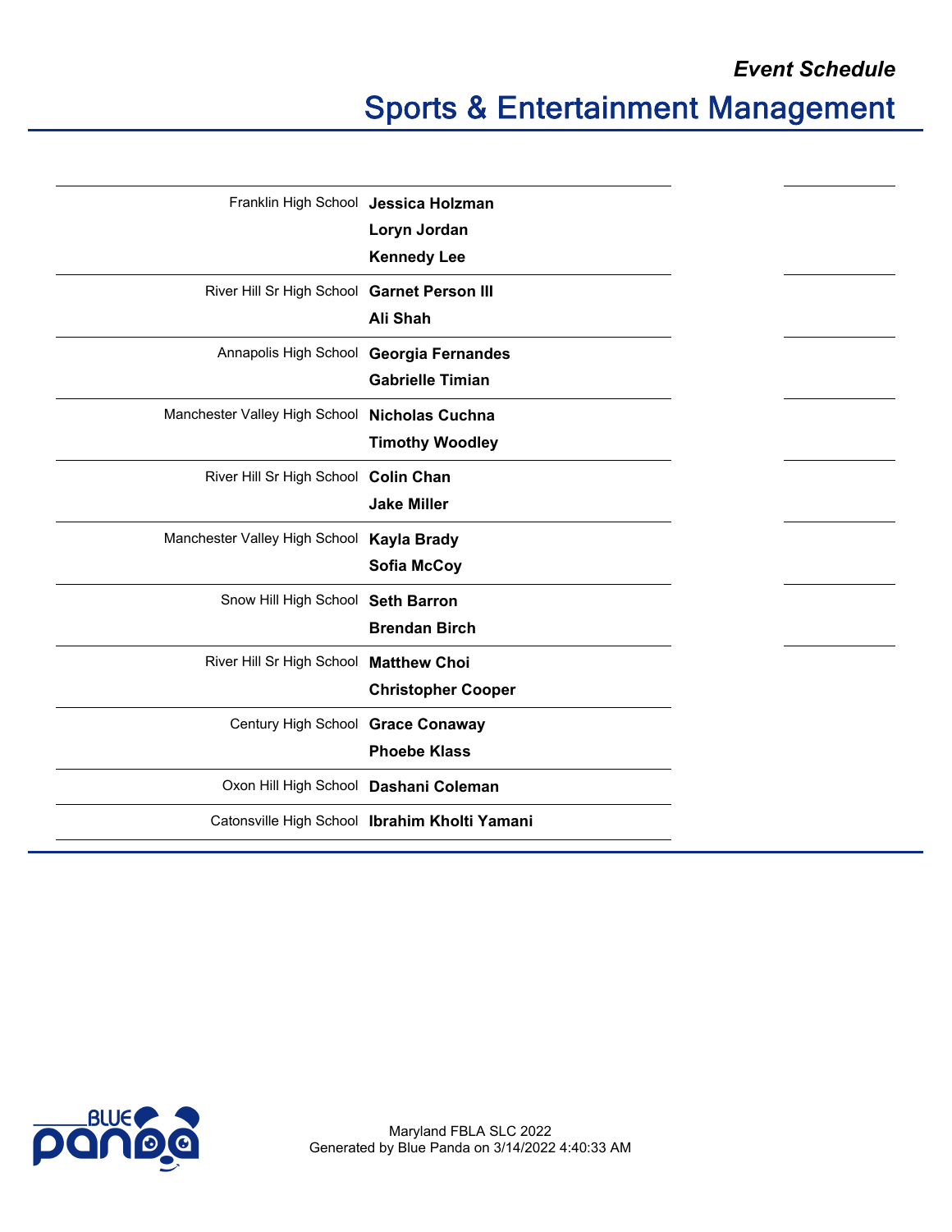*Event Schedule*

# Sports & Entertainment Management

| | |
|---|---|
| Franklin High School | **Jessica Holzman**<br>**Loryn Jordan**<br>**Kennedy Lee** |
| River Hill Sr High School | **Garnet Person III**<br>**Ali Shah** |
| Annapolis High School | **Georgia Fernandes**<br>**Gabrielle Timian** |
| Manchester Valley High School | **Nicholas Cuchna**<br>**Timothy Woodley** |
| River Hill Sr High School | **Colin Chan**<br>**Jake Miller** |
| Manchester Valley High School | **Kayla Brady**<br>**Sofia McCoy** |
| Snow Hill High School | **Seth Barron**<br>**Brendan Birch** |
| River Hill Sr High School | **Matthew Choi**<br>**Christopher Cooper** |
| Century High School | **Grace Conaway**<br>**Phoebe Klass** |
| Oxon Hill High School | **Dashani Coleman** |
| Catonsville High School | **Ibrahim Kholti Yamani** |

Maryland FBLA SLC 2022
Generated by Blue Panda on 3/14/2022 4:40:33 AM